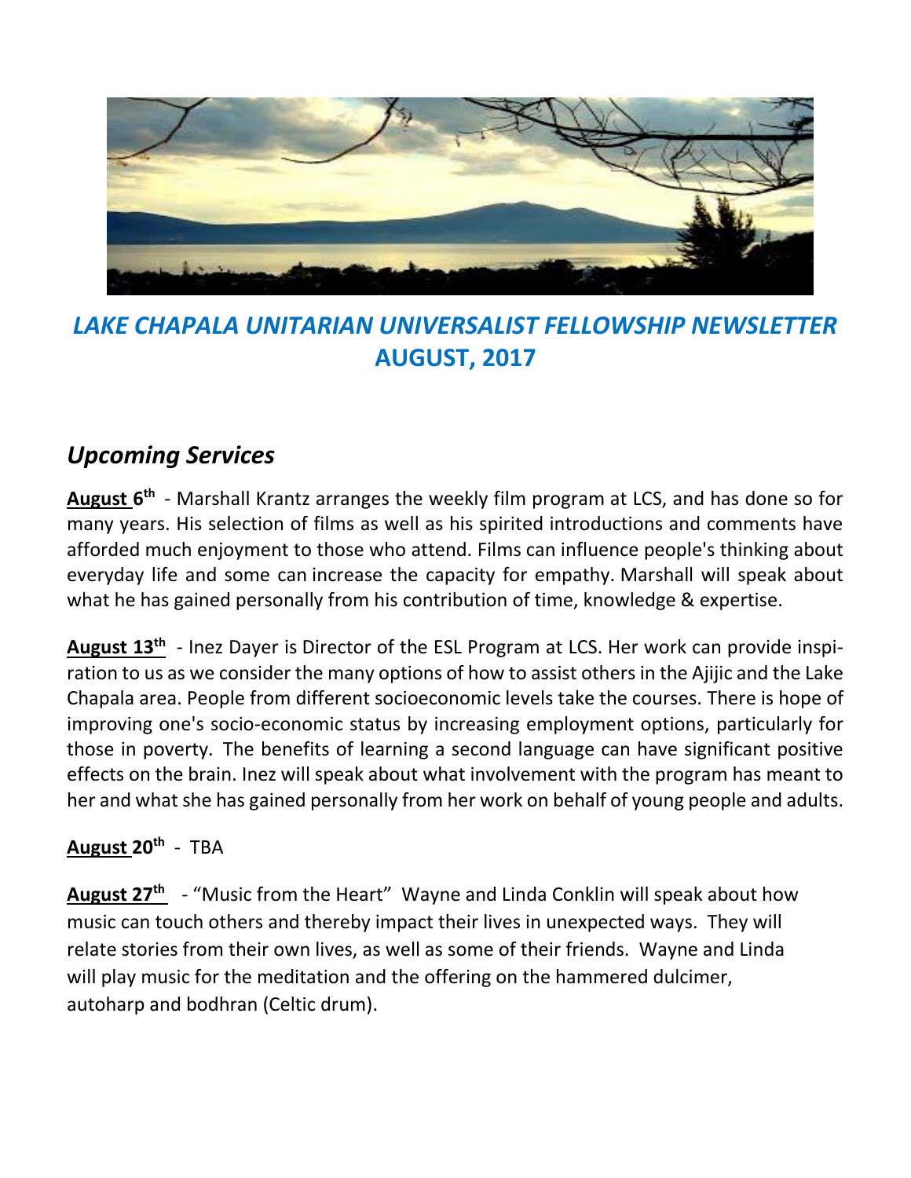# *LAKE CHAPALA UNITARIAN UNIVERSALIST FELLOWSHIP NEWSLETTER*
# AUGUST, 2017

## *Upcoming Services*

**August 6th** - Marshall Krantz arranges the weekly film program at LCS, and has done so for many years. His selection of films as well as his spirited introductions and comments have afforded much enjoyment to those who attend. Films can influence people's thinking about everyday life and some can increase the capacity for empathy. Marshall will speak about what he has gained personally from his contribution of time, knowledge & expertise.

**August 13th** - Inez Dayer is Director of the ESL Program at LCS. Her work can provide inspiration to us as we consider the many options of how to assist others in the Ajijic and the Lake Chapala area. People from different socioeconomic levels take the courses. There is hope of improving one's socio-economic status by increasing employment options, particularly for those in poverty. The benefits of learning a second language can have significant positive effects on the brain. Inez will speak about what involvement with the program has meant to her and what she has gained personally from her work on behalf of young people and adults.

**August 20th** - TBA

**August 27th** - "Music from the Heart" Wayne and Linda Conklin will speak about how music can touch others and thereby impact their lives in unexpected ways. They will relate stories from their own lives, as well as some of their friends. Wayne and Linda will play music for the meditation and the offering on the hammered dulcimer, autoharp and bodhran (Celtic drum).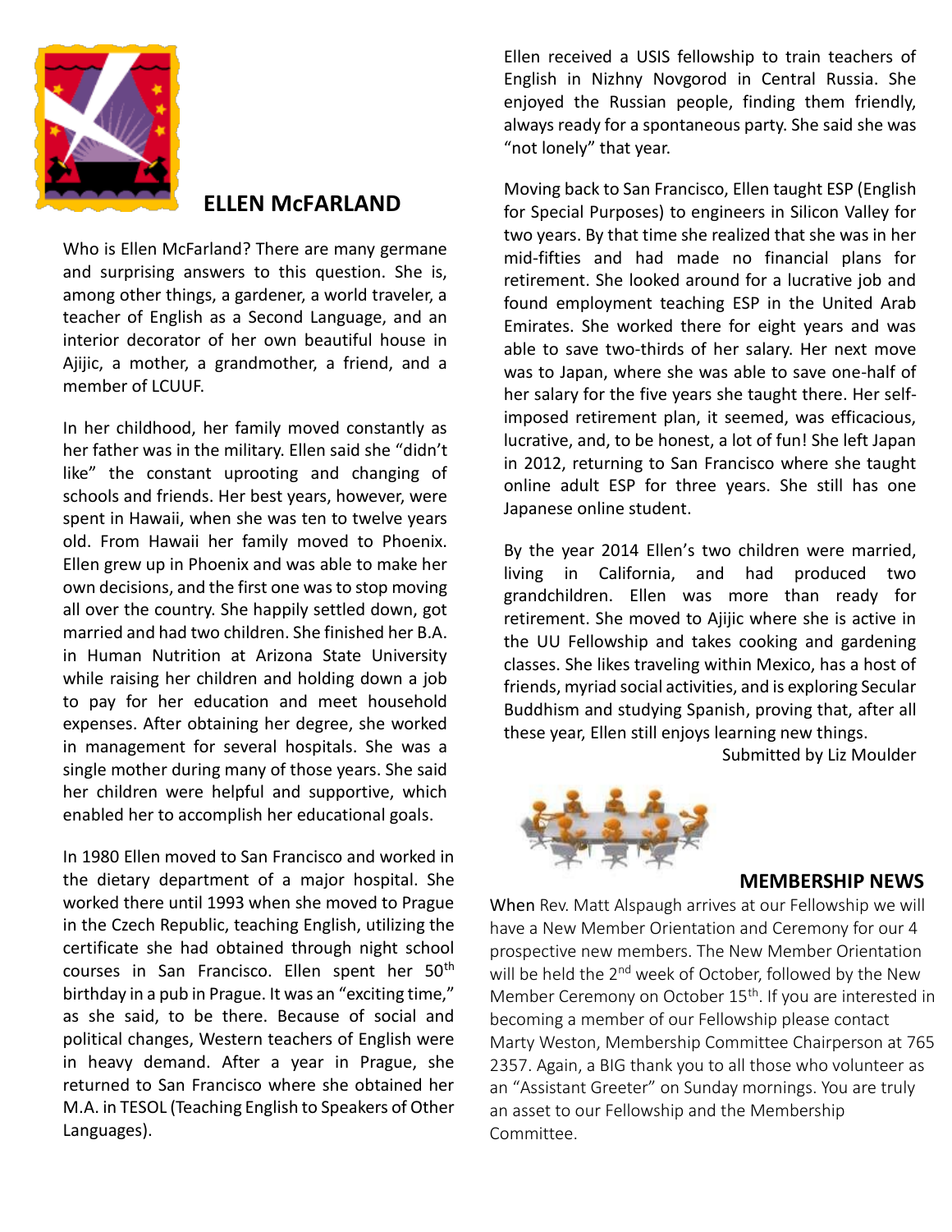## ELLEN McFARLAND

Who is Ellen McFarland? There are many germane and surprising answers to this question. She is, among other things, a gardener, a world traveler, a teacher of English as a Second Language, and an interior decorator of her own beautiful house in Ajijic, a mother, a grandmother, a friend, and a member of LCUUF.

In her childhood, her family moved constantly as her father was in the military. Ellen said she "didn't like" the constant uprooting and changing of schools and friends. Her best years, however, were spent in Hawaii, when she was ten to twelve years old. From Hawaii her family moved to Phoenix. Ellen grew up in Phoenix and was able to make her own decisions, and the first one was to stop moving all over the country. She happily settled down, got married and had two children. She finished her B.A. in Human Nutrition at Arizona State University while raising her children and holding down a job to pay for her education and meet household expenses. After obtaining her degree, she worked in management for several hospitals. She was a single mother during many of those years. She said her children were helpful and supportive, which enabled her to accomplish her educational goals.

In 1980 Ellen moved to San Francisco and worked in the dietary department of a major hospital. She worked there until 1993 when she moved to Prague in the Czech Republic, teaching English, utilizing the certificate she had obtained through night school courses in San Francisco. Ellen spent her 50th birthday in a pub in Prague. It was an "exciting time," as she said, to be there. Because of social and political changes, Western teachers of English were in heavy demand. After a year in Prague, she returned to San Francisco where she obtained her M.A. in TESOL (Teaching English to Speakers of Other Languages).

Ellen received a USIS fellowship to train teachers of English in Nizhny Novgorod in Central Russia. She enjoyed the Russian people, finding them friendly, always ready for a spontaneous party. She said she was "not lonely" that year.

Moving back to San Francisco, Ellen taught ESP (English for Special Purposes) to engineers in Silicon Valley for two years. By that time she realized that she was in her mid-fifties and had made no financial plans for retirement. She looked around for a lucrative job and found employment teaching ESP in the United Arab Emirates. She worked there for eight years and was able to save two-thirds of her salary. Her next move was to Japan, where she was able to save one-half of her salary for the five years she taught there. Her self-imposed retirement plan, it seemed, was efficacious, lucrative, and, to be honest, a lot of fun! She left Japan in 2012, returning to San Francisco where she taught online adult ESP for three years. She still has one Japanese online student.

By the year 2014 Ellen's two children were married, living in California, and had produced two grandchildren. Ellen was more than ready for retirement. She moved to Ajijic where she is active in the UU Fellowship and takes cooking and gardening classes. She likes traveling within Mexico, has a host of friends, myriad social activities, and is exploring Secular Buddhism and studying Spanish, proving that, after all these year, Ellen still enjoys learning new things.

Submitted by Liz Moulder

## MEMBERSHIP NEWS

When Rev. Matt Alspaugh arrives at our Fellowship we will have a New Member Orientation and Ceremony for our 4 prospective new members. The New Member Orientation will be held the 2nd week of October, followed by the New Member Ceremony on October 15th. If you are interested in becoming a member of our Fellowship please contact Marty Weston, Membership Committee Chairperson at 765 2357. Again, a BIG thank you to all those who volunteer as an "Assistant Greeter" on Sunday mornings. You are truly an asset to our Fellowship and the Membership Committee.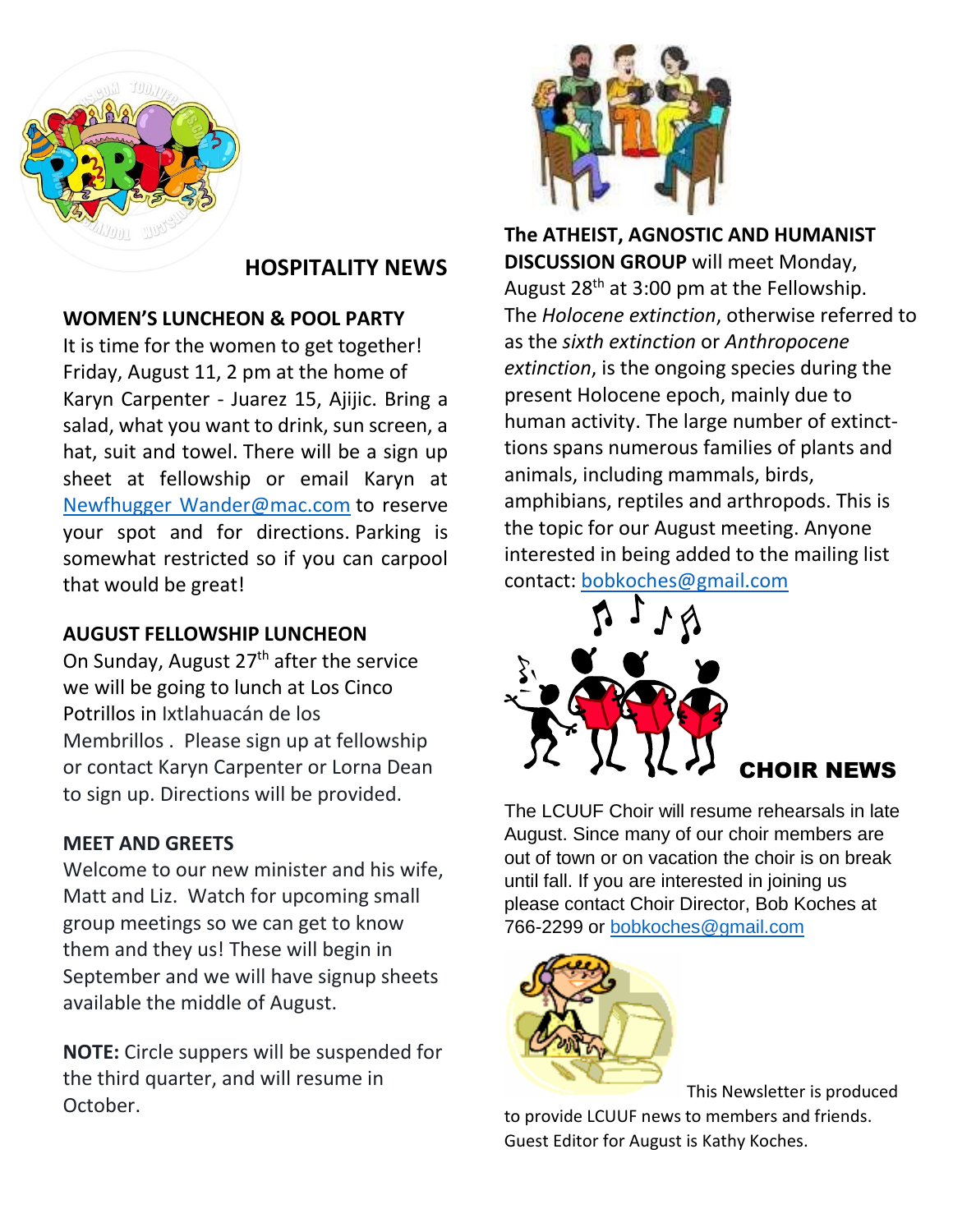## HOSPITALITY NEWS

**WOMEN'S LUNCHEON & POOL PARTY**

It is time for the women to get together! Friday, August 11, 2 pm at the home of Karyn Carpenter - Juarez 15, Ajijic. Bring a salad, what you want to drink, sun screen, a hat, suit and towel. There will be a sign up sheet at fellowship or email Karyn at Newfhugger_Wander@mac.com to reserve your spot and for directions. Parking is somewhat restricted so if you can carpool that would be great!

**AUGUST FELLOWSHIP LUNCHEON**

On Sunday, August 27th after the service we will be going to lunch at Los Cinco Potrillos in Ixtlahuacán de los Membrillos. Please sign up at fellowship or contact Karyn Carpenter or Lorna Dean to sign up. Directions will be provided.

**MEET AND GREETS**

Welcome to our new minister and his wife, Matt and Liz. Watch for upcoming small group meetings so we can get to know them and they us! These will begin in September and we will have signup sheets available the middle of August.

**NOTE:** Circle suppers will be suspended for the third quarter, and will resume in October.

**The ATHEIST, AGNOSTIC AND HUMANIST DISCUSSION GROUP** will meet Monday, August 28th at 3:00 pm at the Fellowship. The *Holocene extinction*, otherwise referred to as the *sixth extinction* or *Anthropocene extinction*, is the ongoing species during the present Holocene epoch, mainly due to human activity. The large number of extinct-tions spans numerous families of plants and animals, including mammals, birds, amphibians, reptiles and arthropods. This is the topic for our August meeting. Anyone interested in being added to the mailing list contact: bobkoches@gmail.com

## CHOIR NEWS

The LCUUF Choir will resume rehearsals in late August. Since many of our choir members are out of town or on vacation the choir is on break until fall. If you are interested in joining us please contact Choir Director, Bob Koches at 766-2299 or bobkoches@gmail.com

This Newsletter is produced to provide LCUUF news to members and friends. Guest Editor for August is Kathy Koches.